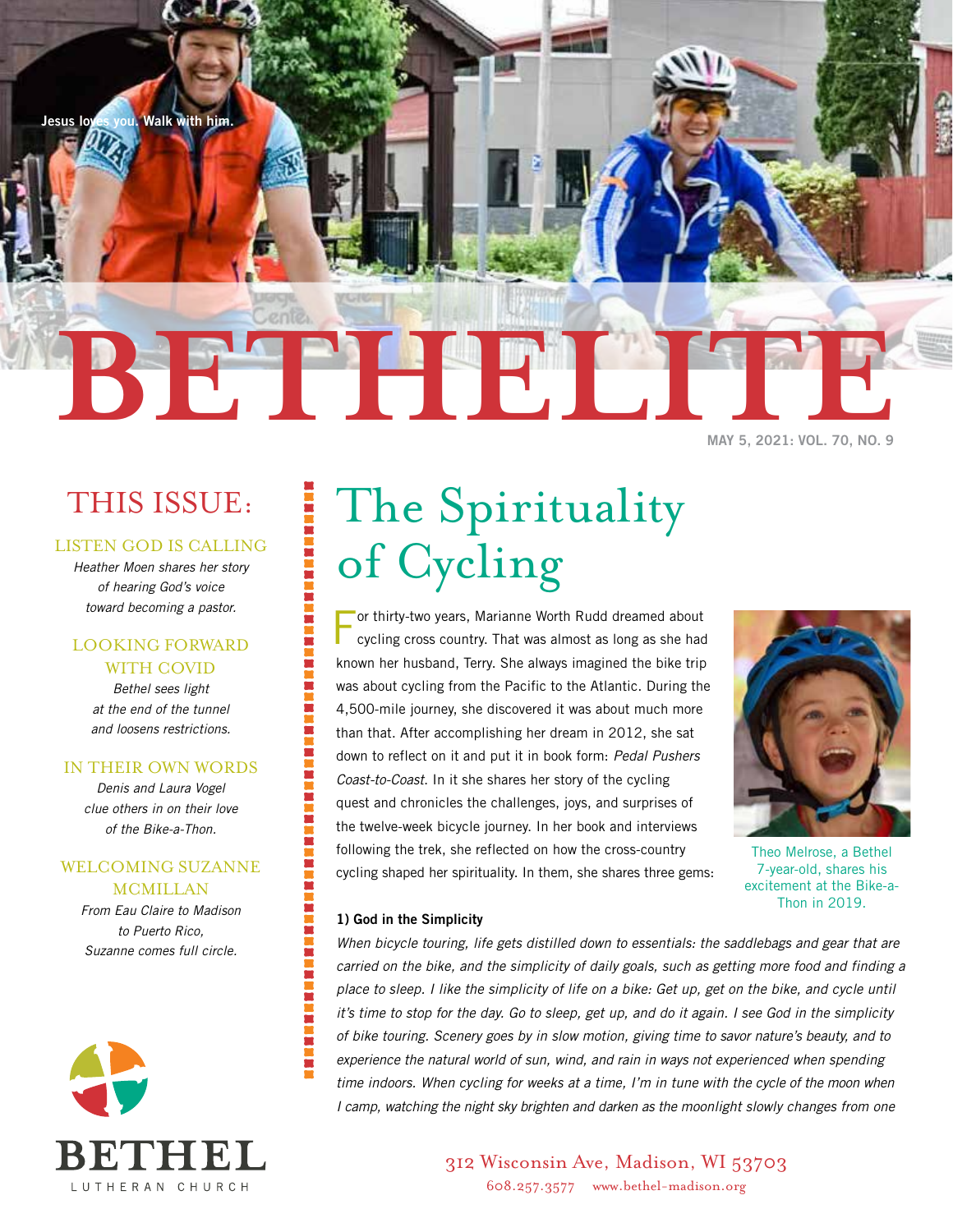Jesus loves you. Walk with him.

# BETHELITE

MAY 5, 2021: VOL. 70, NO. 9

## THIS ISSUE:

**LISTEN GOD IS CALLING**
*Heather Moen shares her story of hearing God's voice toward becoming a pastor.*

**LOOKING FORWARD WITH COVID**
*Bethel sees light at the end of the tunnel and loosens restrictions.*

**IN THEIR OWN WORDS**
*Denis and Laura Vogel clue others in on their love of the Bike-a-Thon.*

**WELCOMING SUZANNE MCMILLAN**
*From Eau Claire to Madison to Puerto Rico, Suzanne comes full circle.*

BETHEL LUTHERAN CHURCH

# The Spirituality of Cycling

For thirty-two years, Marianne Worth Rudd dreamed about cycling cross country. That was almost as long as she had known her husband, Terry. She always imagined the bike trip was about cycling from the Pacific to the Atlantic. During the 4,500-mile journey, she discovered it was about much more than that. After accomplishing her dream in 2012, she sat down to reflect on it and put it in book form: *Pedal Pushers Coast-to-Coast.* In it she shares her story of the cycling quest and chronicles the challenges, joys, and surprises of the twelve-week bicycle journey. In her book and interviews following the trek, she reflected on how the cross-country cycling shaped her spirituality. In them, she shares three gems:

Theo Melrose, a Bethel 7-year-old, shares his excitement at the Bike-a-Thon in 2019.

**1) God in the Simplicity**

*When bicycle touring, life gets distilled down to essentials: the saddlebags and gear that are carried on the bike, and the simplicity of daily goals, such as getting more food and finding a place to sleep. I like the simplicity of life on a bike: Get up, get on the bike, and cycle until it's time to stop for the day. Go to sleep, get up, and do it again. I see God in the simplicity of bike touring. Scenery goes by in slow motion, giving time to savor nature's beauty, and to experience the natural world of sun, wind, and rain in ways not experienced when spending time indoors. When cycling for weeks at a time, I'm in tune with the cycle of the moon when I camp, watching the night sky brighten and darken as the moonlight slowly changes from one*

312 Wisconsin Ave, Madison, WI 53703
608.257.3577 www.bethel-madison.org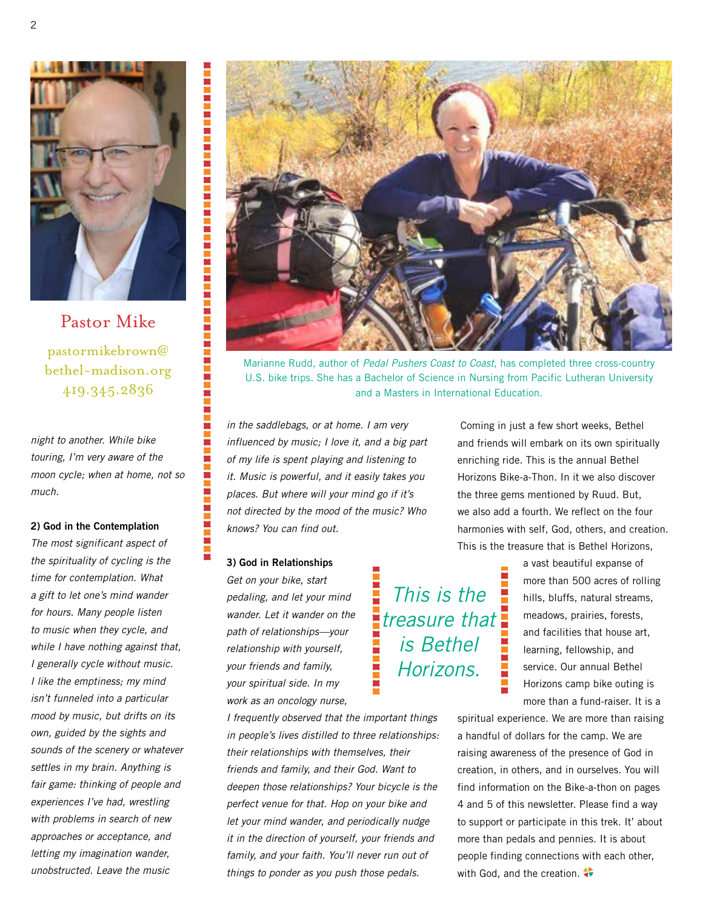Pastor Mike

pastormikebrown@bethel-madison.org
419.345.2836

Marianne Rudd, author of *Pedal Pushers Coast to Coast*, has completed three cross-country U.S. bike trips. She has a Bachelor of Science in Nursing from Pacific Lutheran University and a Masters in International Education.

*night to another. While bike touring, I'm very aware of the moon cycle; when at home, not so much.*

**2) God in the Contemplation**

*The most significant aspect of the spirituality of cycling is the time for contemplation. What a gift to let one's mind wander for hours. Many people listen to music when they cycle, and while I have nothing against that, I generally cycle without music. I like the emptiness; my mind isn't funneled into a particular mood by music, but drifts on its own, guided by the sights and sounds of the scenery or whatever settles in my brain. Anything is fair game: thinking of people and experiences I've had, wrestling with problems in search of new approaches or acceptance, and letting my imagination wander, unobstructed. Leave the music in the saddlebags, or at home. I am very influenced by music; I love it, and a big part of my life is spent playing and listening to it. Music is powerful, and it easily takes you places. But where will your mind go if it's not directed by the mood of the music? Who knows? You can find out.*

**3) God in Relationships**

*Get on your bike, start pedaling, and let your mind wander. Let it wander on the path of relationships—your relationship with yourself, your friends and family, your spiritual side. In my work as an oncology nurse, I frequently observed that the important things in people's lives distilled to three relationships: their relationships with themselves, their friends and family, and their God. Want to deepen those relationships? Your bicycle is the perfect venue for that. Hop on your bike and let your mind wander, and periodically nudge it in the direction of yourself, your friends and family, and your faith. You'll never run out of things to ponder as you push those pedals.*

Coming in just a few short weeks, Bethel and friends will embark on its own spiritually enriching ride. This is the annual Bethel Horizons Bike-a-Thon. In it we also discover the three gems mentioned by Ruud. But, we also add a fourth. We reflect on the four harmonies with self, God, others, and creation. This is the treasure that is Bethel Horizons, a vast beautiful expanse of more than 500 acres of rolling hills, bluffs, natural streams, meadows, prairies, forests, and facilities that house art, learning, fellowship, and service. Our annual Bethel Horizons camp bike outing is more than a fund-raiser. It is a spiritual experience. We are more than raising a handful of dollars for the camp. We are raising awareness of the presence of God in creation, in others, and in ourselves. You will find information on the Bike-a-thon on pages 4 and 5 of this newsletter. Please find a way to support or participate in this trek. It' about more than pedals and pennies. It is about people finding connections with each other, with God, and the creation.

> *This is the treasure that is Bethel Horizons.*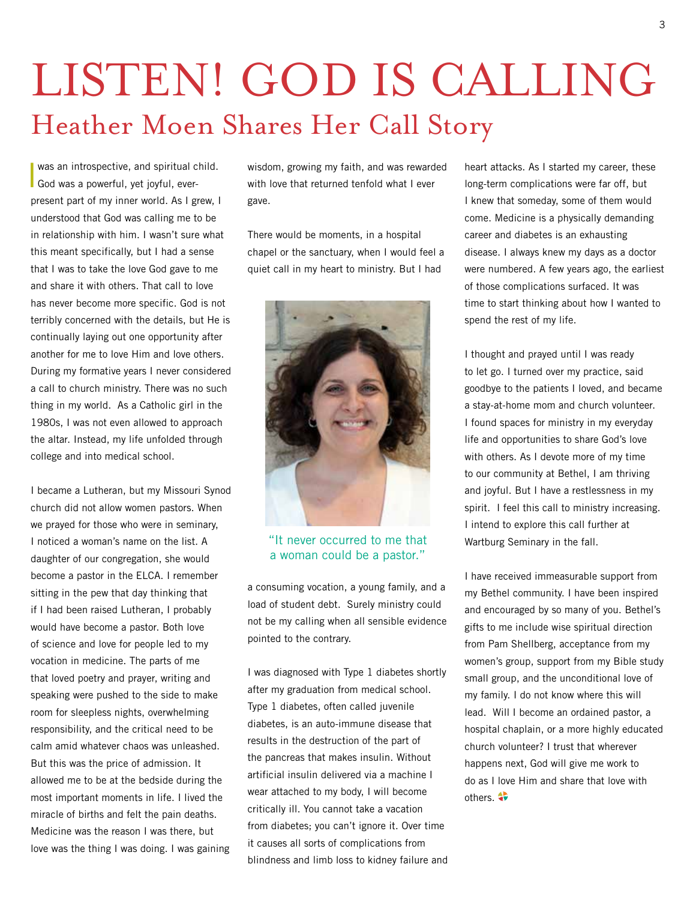# LISTEN! GOD IS CALLING

## Heather Moen Shares Her Call Story

I was an introspective, and spiritual child. God was a powerful, yet joyful, ever-present part of my inner world. As I grew, I understood that God was calling me to be in relationship with him. I wasn't sure what this meant specifically, but I had a sense that I was to take the love God gave to me and share it with others. That call to love has never become more specific. God is not terribly concerned with the details, but He is continually laying out one opportunity after another for me to love Him and love others. During my formative years I never considered a call to church ministry. There was no such thing in my world. As a Catholic girl in the 1980s, I was not even allowed to approach the altar. Instead, my life unfolded through college and into medical school.

I became a Lutheran, but my Missouri Synod church did not allow women pastors. When we prayed for those who were in seminary, I noticed a woman's name on the list. A daughter of our congregation, she would become a pastor in the ELCA. I remember sitting in the pew that day thinking that if I had been raised Lutheran, I probably would have become a pastor. Both love of science and love for people led to my vocation in medicine. The parts of me that loved poetry and prayer, writing and speaking were pushed to the side to make room for sleepless nights, overwhelming responsibility, and the critical need to be calm amid whatever chaos was unleashed. But this was the price of admission. It allowed me to be at the bedside during the most important moments in life. I lived the miracle of births and felt the pain deaths. Medicine was the reason I was there, but love was the thing I was doing. I was gaining wisdom, growing my faith, and was rewarded with love that returned tenfold what I ever gave.

There would be moments, in a hospital chapel or the sanctuary, when I would feel a quiet call in my heart to ministry. But I had a consuming vocation, a young family, and a load of student debt. Surely ministry could not be my calling when all sensible evidence pointed to the contrary.

"It never occurred to me that a woman could be a pastor."

I was diagnosed with Type 1 diabetes shortly after my graduation from medical school. Type 1 diabetes, often called juvenile diabetes, is an auto-immune disease that results in the destruction of the part of the pancreas that makes insulin. Without artificial insulin delivered via a machine I wear attached to my body, I will become critically ill. You cannot take a vacation from diabetes; you can't ignore it. Over time it causes all sorts of complications from blindness and limb loss to kidney failure and heart attacks. As I started my career, these long-term complications were far off, but I knew that someday, some of them would come. Medicine is a physically demanding career and diabetes is an exhausting disease. I always knew my days as a doctor were numbered. A few years ago, the earliest of those complications surfaced. It was time to start thinking about how I wanted to spend the rest of my life.

I thought and prayed until I was ready to let go. I turned over my practice, said goodbye to the patients I loved, and became a stay-at-home mom and church volunteer. I found spaces for ministry in my everyday life and opportunities to share God's love with others. As I devote more of my time to our community at Bethel, I am thriving and joyful. But I have a restlessness in my spirit. I feel this call to ministry increasing. I intend to explore this call further at Wartburg Seminary in the fall.

I have received immeasurable support from my Bethel community. I have been inspired and encouraged by so many of you. Bethel's gifts to me include wise spiritual direction from Pam Shellberg, acceptance from my women's group, support from my Bible study small group, and the unconditional love of my family. I do not know where this will lead. Will I become an ordained pastor, a hospital chaplain, or a more highly educated church volunteer? I trust that wherever happens next, God will give me work to do as I love Him and share that love with others.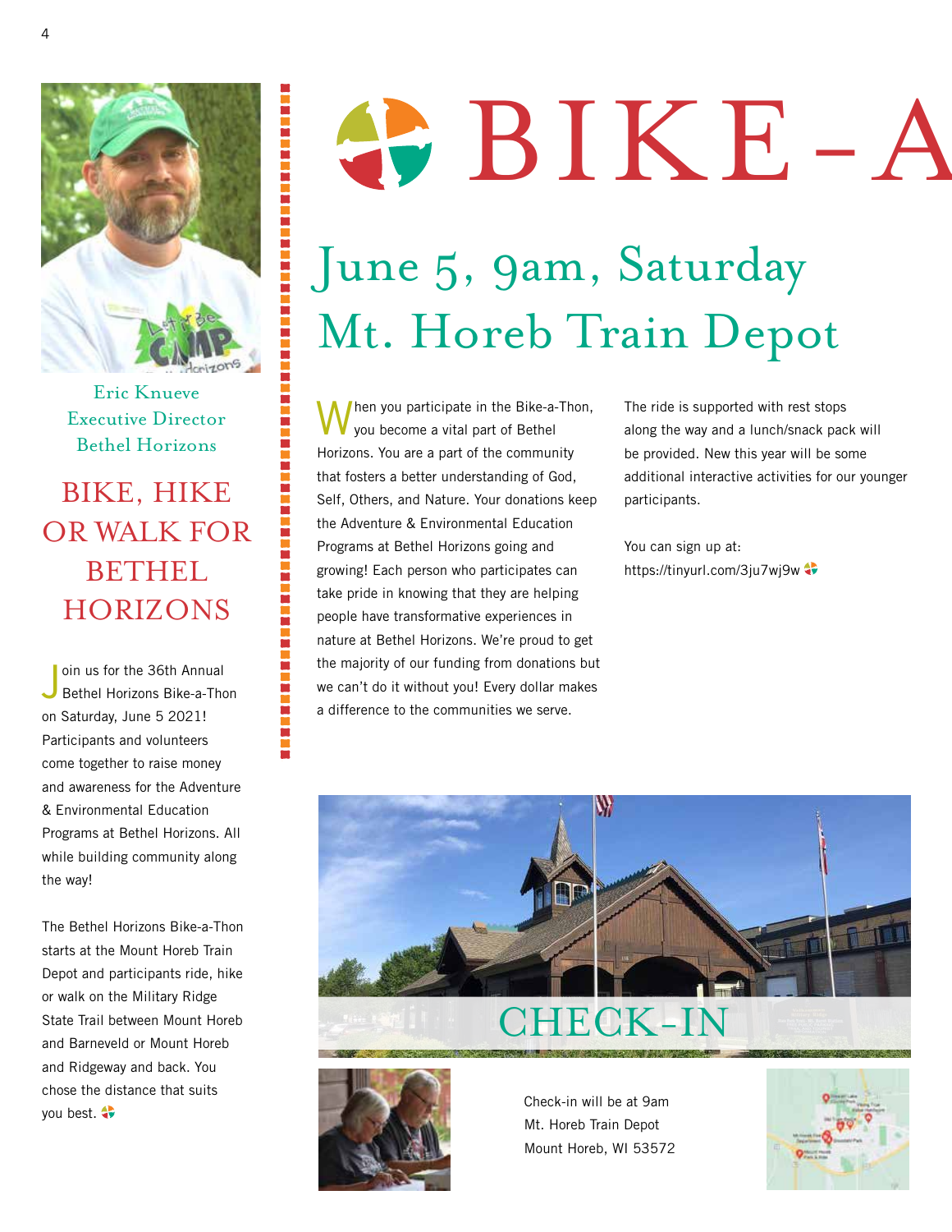# BIKE-A

## June 5, 9am, Saturday
## Mt. Horeb Train Depot

Eric Knueve
Executive Director
Bethel Horizons

## BIKE, HIKE OR WALK FOR BETHEL HORIZONS

Join us for the 36th Annual Bethel Horizons Bike-a-Thon on Saturday, June 5 2021! Participants and volunteers come together to raise money and awareness for the Adventure & Environmental Education Programs at Bethel Horizons. All while building community along the way!

The Bethel Horizons Bike-a-Thon starts at the Mount Horeb Train Depot and participants ride, hike or walk on the Military Ridge State Trail between Mount Horeb and Barneveld or Mount Horeb and Ridgeway and back. You chose the distance that suits you best.

When you participate in the Bike-a-Thon, you become a vital part of Bethel Horizons. You are a part of the community that fosters a better understanding of God, Self, Others, and Nature. Your donations keep the Adventure & Environmental Education Programs at Bethel Horizons going and growing! Each person who participates can take pride in knowing that they are helping people have transformative experiences in nature at Bethel Horizons. We're proud to get the majority of our funding from donations but we can't do it without you! Every dollar makes a difference to the communities we serve.

The ride is supported with rest stops along the way and a lunch/snack pack will be provided. New this year will be some additional interactive activities for our younger participants.

You can sign up at:
https://tinyurl.com/3ju7wj9w

## CHECK-IN

Check-in will be at 9am
Mt. Horeb Train Depot
Mount Horeb, WI 53572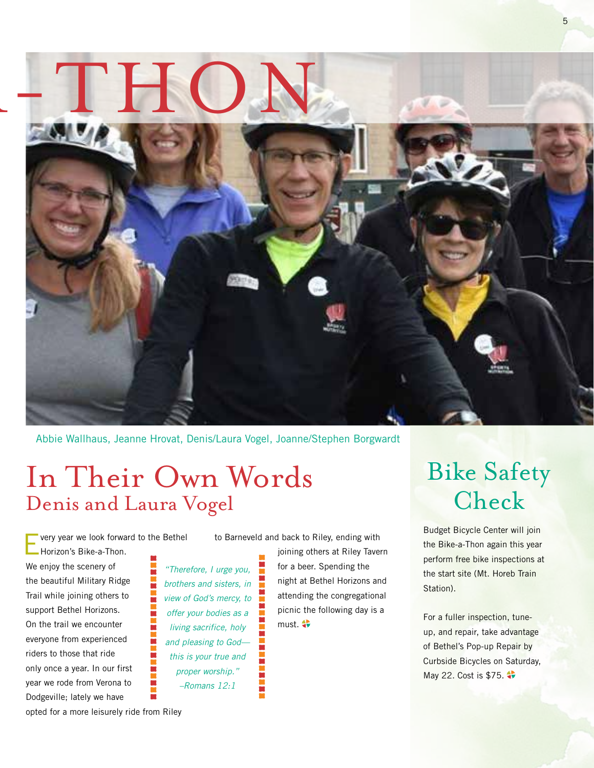-THON

Abbie Wallhaus, Jeanne Hrovat, Denis/Laura Vogel, Joanne/Stephen Borgwardt

# In Their Own Words
## Denis and Laura Vogel

Every year we look forward to the Bethel Horizon's Bike-a-Thon. We enjoy the scenery of the beautiful Military Ridge Trail while joining others to support Bethel Horizons. On the trail we encounter everyone from experienced riders to those that ride only once a year. In our first year we rode from Verona to Dodgeville; lately we have opted for a more leisurely ride from Riley to Barneveld and back to Riley, ending with joining others at Riley Tavern for a beer. Spending the night at Bethel Horizons and attending the congregational picnic the following day is a must.

> *"Therefore, I urge you, brothers and sisters, in view of God's mercy, to offer your bodies as a living sacrifice, holy and pleasing to God—this is your true and proper worship."*
> *–Romans 12:1*

# Bike Safety Check

Budget Bicycle Center will join the Bike-a-Thon again this year perform free bike inspections at the start site (Mt. Horeb Train Station).

For a fuller inspection, tune-up, and repair, take advantage of Bethel's Pop-up Repair by Curbside Bicycles on Saturday, May 22. Cost is $75.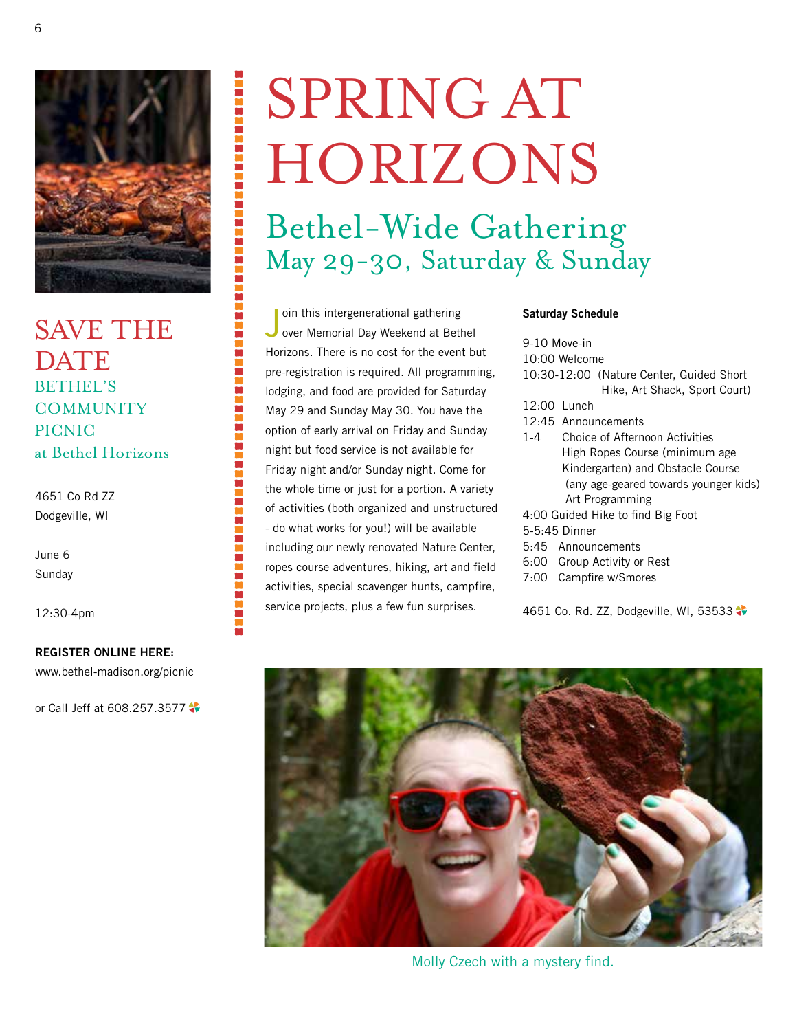# SPRING AT HORIZONS

## Bethel-Wide Gathering
### May 29-30, Saturday & Sunday

Join this intergenerational gathering over Memorial Day Weekend at Bethel Horizons. There is no cost for the event but pre-registration is required. All programming, lodging, and food are provided for Saturday May 29 and Sunday May 30. You have the option of early arrival on Friday and Sunday night but food service is not available for Friday night and/or Sunday night. Come for the whole time or just for a portion. A variety of activities (both organized and unstructured - do what works for you!) will be available including our newly renovated Nature Center, ropes course adventures, hiking, art and field activities, special scavenger hunts, campfire, service projects, plus a few fun surprises.

**Saturday Schedule**

9-10 Move-in
10:00 Welcome
10:30-12:00 (Nature Center, Guided Short Hike, Art Shack, Sport Court)
12:00 Lunch
12:45 Announcements
1-4 Choice of Afternoon Activities
High Ropes Course (minimum age Kindergarten) and Obstacle Course (any age-geared towards younger kids)
Art Programming
4:00 Guided Hike to find Big Foot
5-5:45 Dinner
5:45 Announcements
6:00 Group Activity or Rest
7:00 Campfire w/Smores

4651 Co. Rd. ZZ, Dodgeville, WI, 53533

Molly Czech with a mystery find.

## SAVE THE DATE
### BETHEL'S COMMUNITY PICNIC
### at Bethel Horizons

4651 Co Rd ZZ
Dodgeville, WI

June 6
Sunday

12:30-4pm

**REGISTER ONLINE HERE:**
www.bethel-madison.org/picnic

or Call Jeff at 608.257.3577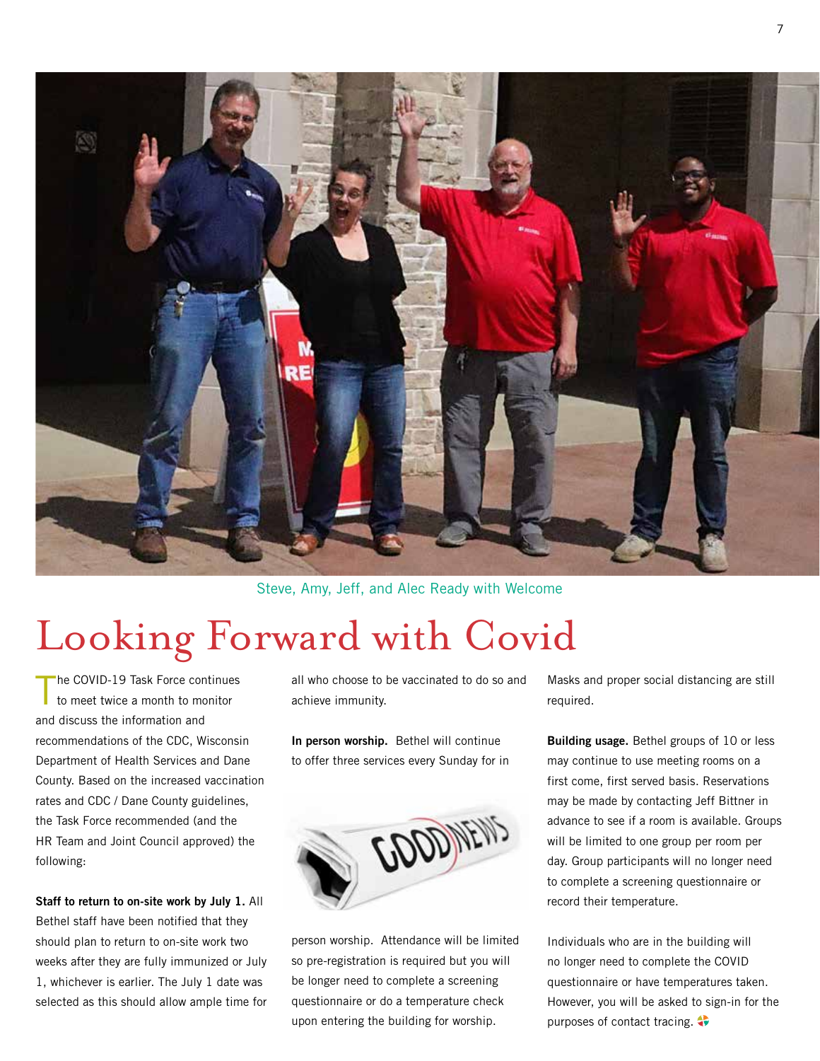Steve, Amy, Jeff, and Alec Ready with Welcome

# Looking Forward with Covid

The COVID-19 Task Force continues to meet twice a month to monitor and discuss the information and recommendations of the CDC, Wisconsin Department of Health Services and Dane County. Based on the increased vaccination rates and CDC / Dane County guidelines, the Task Force recommended (and the HR Team and Joint Council approved) the following:

**Staff to return to on-site work by July 1.** All Bethel staff have been notified that they should plan to return to on-site work two weeks after they are fully immunized or July 1, whichever is earlier. The July 1 date was selected as this should allow ample time for all who choose to be vaccinated to do so and achieve immunity.

**In person worship.** Bethel will continue to offer three services every Sunday for in person worship. Attendance will be limited so pre-registration is required but you will be longer need to complete a screening questionnaire or do a temperature check upon entering the building for worship.

Masks and proper social distancing are still required.

**Building usage.** Bethel groups of 10 or less may continue to use meeting rooms on a first come, first served basis. Reservations may be made by contacting Jeff Bittner in advance to see if a room is available. Groups will be limited to one group per room per day. Group participants will no longer need to complete a screening questionnaire or record their temperature.

Individuals who are in the building will no longer need to complete the COVID questionnaire or have temperatures taken. However, you will be asked to sign-in for the purposes of contact tracing.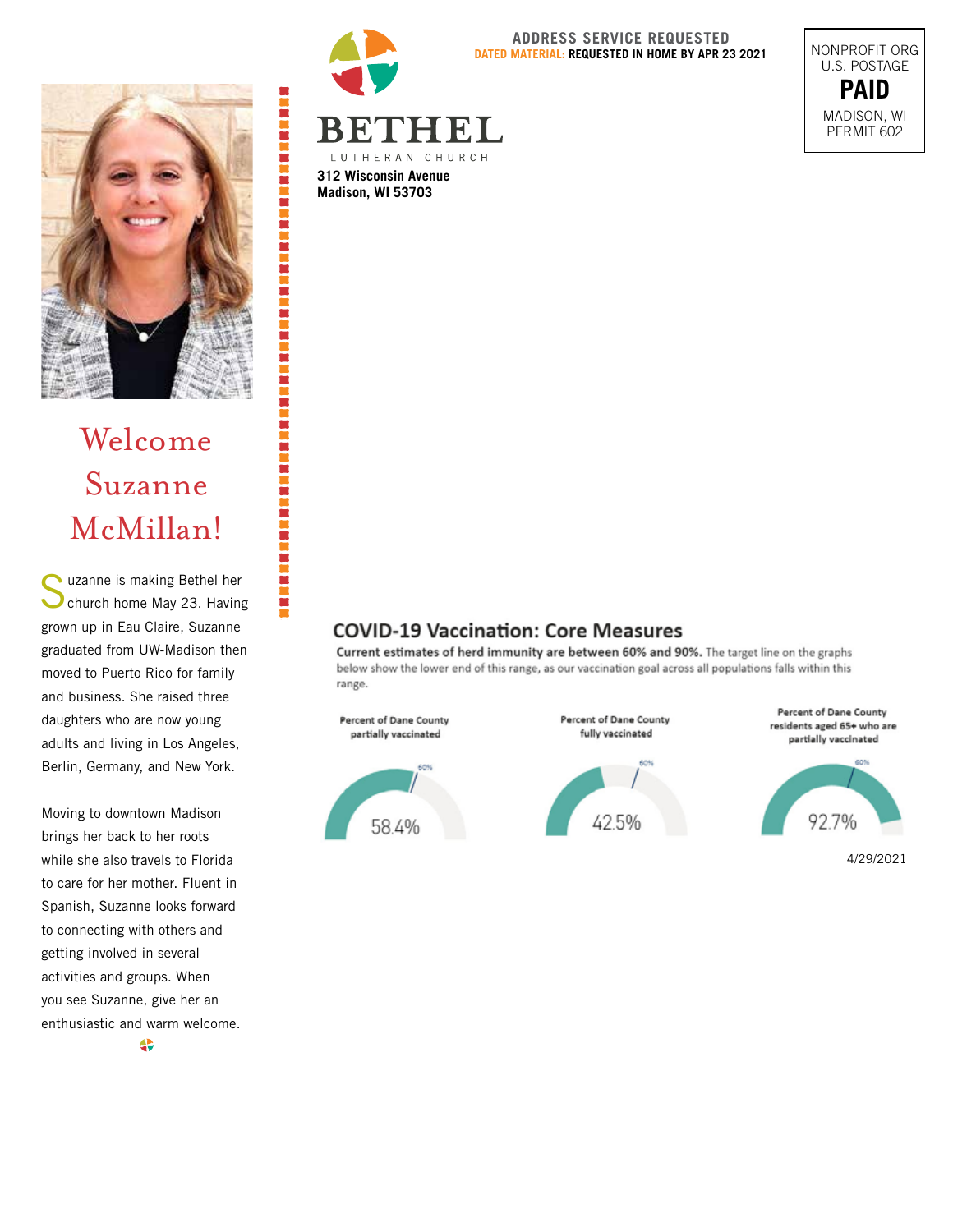**BETHEL**

LUTHERAN CHURCH

312 Wisconsin Avenue
Madison, WI 53703

ADDRESS SERVICE REQUESTED

DATED MATERIAL: REQUESTED IN HOME BY APR 23 2021

NONPROFIT ORG
U.S. POSTAGE
**PAID**
MADISON, WI
PERMIT 602

# Welcome Suzanne McMillan!

Suzanne is making Bethel her church home May 23. Having grown up in Eau Claire, Suzanne graduated from UW-Madison then moved to Puerto Rico for family and business. She raised three daughters who are now young adults and living in Los Angeles, Berlin, Germany, and New York.

Moving to downtown Madison brings her back to her roots while she also travels to Florida to care for her mother. Fluent in Spanish, Suzanne looks forward to connecting with others and getting involved in several activities and groups. When you see Suzanne, give her an enthusiastic and warm welcome.

## COVID-19 Vaccination: Core Measures

**Current estimates of herd immunity are between 60% and 90%.** The target line on the graphs below show the lower end of this range, as our vaccination goal across all populations falls within this range.

Percent of Dane County partially vaccinated

60%

58.4%

Percent of Dane County fully vaccinated

60%

42.5%

Percent of Dane County residents aged 65+ who are partially vaccinated

60%

92.7%

4/29/2021